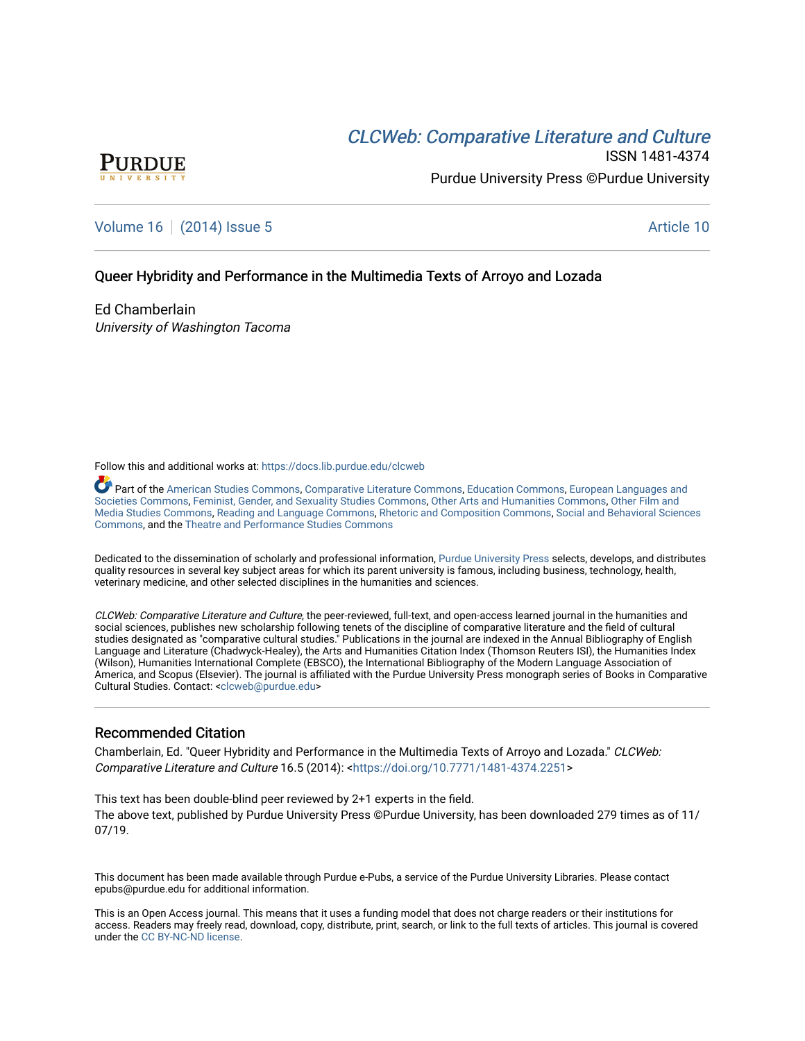PURDUE
UNIVERSITY

*CLCWeb: Comparative Literature and Culture*

ISSN 1481-4374

Purdue University Press ©Purdue University

Volume 16 | (2014) Issue 5 | Article 10

# Queer Hybridity and Performance in the Multimedia Texts of Arroyo and Lozada

Ed Chamberlain
*University of Washington Tacoma*

Follow this and additional works at: https://docs.lib.purdue.edu/clcweb

Part of the American Studies Commons, Comparative Literature Commons, Education Commons, European Languages and Societies Commons, Feminist, Gender, and Sexuality Studies Commons, Other Arts and Humanities Commons, Other Film and Media Studies Commons, Reading and Language Commons, Rhetoric and Composition Commons, Social and Behavioral Sciences Commons, and the Theatre and Performance Studies Commons

Dedicated to the dissemination of scholarly and professional information, Purdue University Press selects, develops, and distributes quality resources in several key subject areas for which its parent university is famous, including business, technology, health, veterinary medicine, and other selected disciplines in the humanities and sciences.

*CLCWeb: Comparative Literature and Culture*, the peer-reviewed, full-text, and open-access learned journal in the humanities and social sciences, publishes new scholarship following tenets of the discipline of comparative literature and the field of cultural studies designated as "comparative cultural studies." Publications in the journal are indexed in the Annual Bibliography of English Language and Literature (Chadwyck-Healey), the Arts and Humanities Citation Index (Thomson Reuters ISI), the Humanities Index (Wilson), Humanities International Complete (EBSCO), the International Bibliography of the Modern Language Association of America, and Scopus (Elsevier). The journal is affiliated with the Purdue University Press monograph series of Books in Comparative Cultural Studies. Contact: <clcweb@purdue.edu>

## Recommended Citation

Chamberlain, Ed. "Queer Hybridity and Performance in the Multimedia Texts of Arroyo and Lozada." *CLCWeb: Comparative Literature and Culture* 16.5 (2014): <https://doi.org/10.7771/1481-4374.2251>

This text has been double-blind peer reviewed by 2+1 experts in the field.
The above text, published by Purdue University Press ©Purdue University, has been downloaded 279 times as of 11/07/19.

This document has been made available through Purdue e-Pubs, a service of the Purdue University Libraries. Please contact epubs@purdue.edu for additional information.

This is an Open Access journal. This means that it uses a funding model that does not charge readers or their institutions for access. Readers may freely read, download, copy, distribute, print, search, or link to the full texts of articles. This journal is covered under the CC BY-NC-ND license.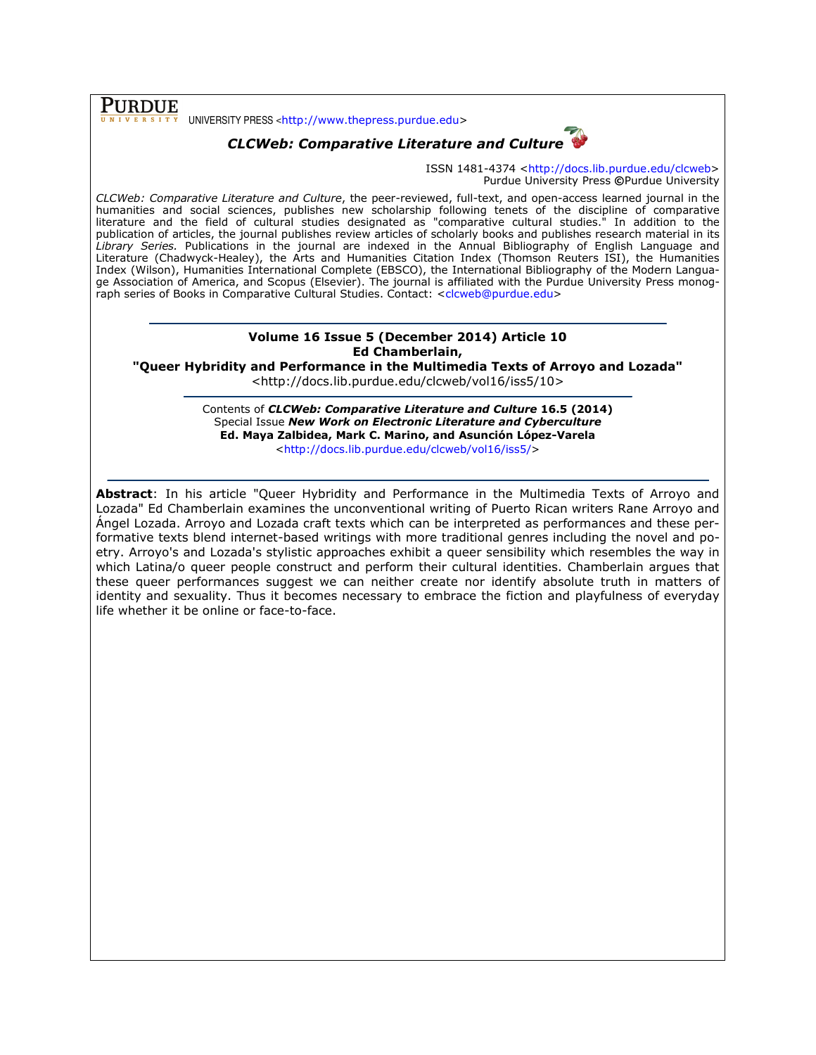PURDUE UNIVERSITY PRESS <http://www.thepress.purdue.edu>

***CLCWeb: Comparative Literature and Culture***

ISSN 1481-4374 <http://docs.lib.purdue.edu/clcweb>
Purdue University Press ©Purdue University

*CLCWeb: Comparative Literature and Culture*, the peer-reviewed, full-text, and open-access learned journal in the humanities and social sciences, publishes new scholarship following tenets of the discipline of comparative literature and the field of cultural studies designated as "comparative cultural studies." In addition to the publication of articles, the journal publishes review articles of scholarly books and publishes research material in its *Library Series.* Publications in the journal are indexed in the Annual Bibliography of English Language and Literature (Chadwyck-Healey), the Arts and Humanities Citation Index (Thomson Reuters ISI), the Humanities Index (Wilson), Humanities International Complete (EBSCO), the International Bibliography of the Modern Language Association of America, and Scopus (Elsevier). The journal is affiliated with the Purdue University Press monograph series of Books in Comparative Cultural Studies. Contact: <clcweb@purdue.edu>

---

**Volume 16 Issue 5 (December 2014) Article 10**
**Ed Chamberlain,**
**"Queer Hybridity and Performance in the Multimedia Texts of Arroyo and Lozada"**
<http://docs.lib.purdue.edu/clcweb/vol16/iss5/10>

---

Contents of ***CLCWeb: Comparative Literature and Culture* 16.5 (2014)**
Special Issue ***New Work on Electronic Literature and Cyberculture***
**Ed. Maya Zalbidea, Mark C. Marino, and Asunción López-Varela**
<http://docs.lib.purdue.edu/clcweb/vol16/iss5/>

---

**Abstract**: In his article "Queer Hybridity and Performance in the Multimedia Texts of Arroyo and Lozada" Ed Chamberlain examines the unconventional writing of Puerto Rican writers Rane Arroyo and Ángel Lozada. Arroyo and Lozada craft texts which can be interpreted as performances and these performative texts blend internet-based writings with more traditional genres including the novel and poetry. Arroyo's and Lozada's stylistic approaches exhibit a queer sensibility which resembles the way in which Latina/o queer people construct and perform their cultural identities. Chamberlain argues that these queer performances suggest we can neither create nor identify absolute truth in matters of identity and sexuality. Thus it becomes necessary to embrace the fiction and playfulness of everyday life whether it be online or face-to-face.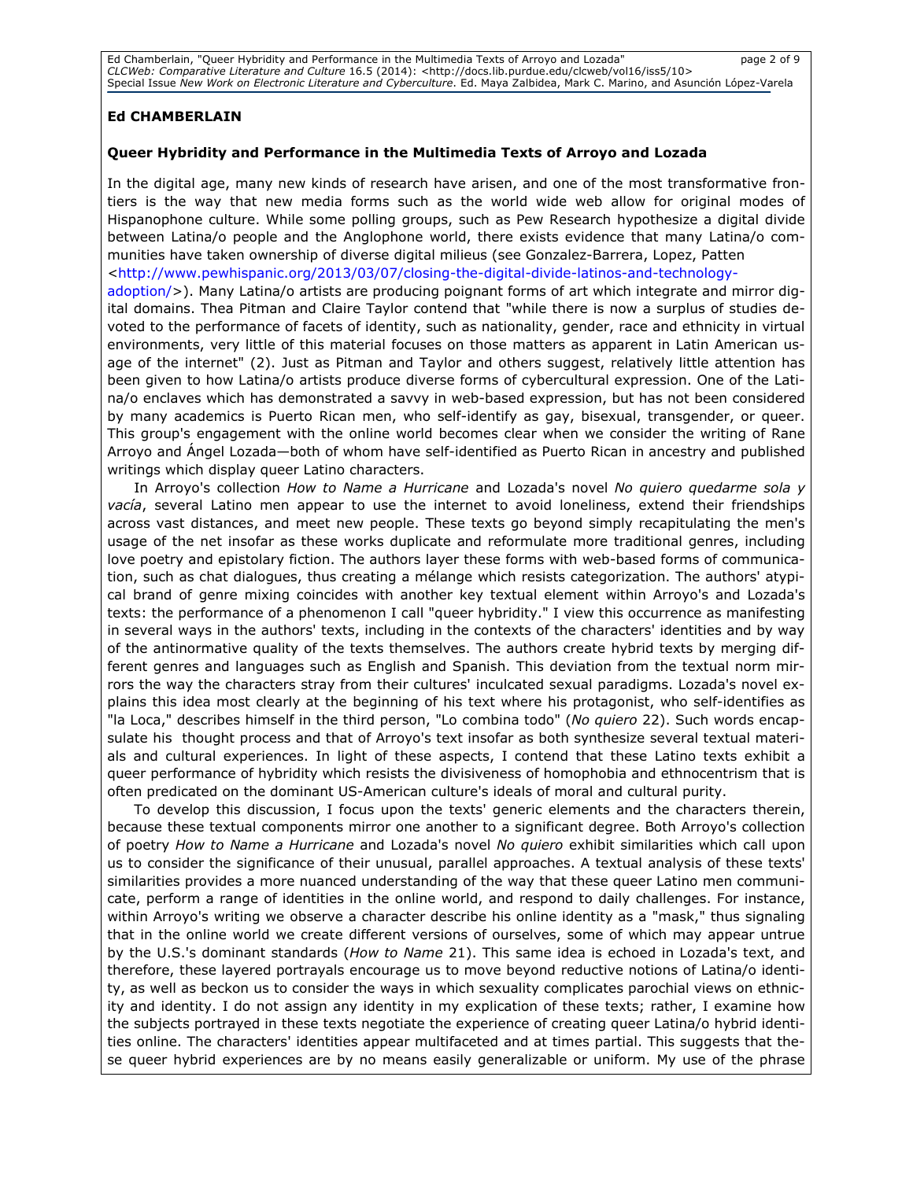**Ed CHAMBERLAIN**

**Queer Hybridity and Performance in the Multimedia Texts of Arroyo and Lozada**

In the digital age, many new kinds of research have arisen, and one of the most transformative frontiers is the way that new media forms such as the world wide web allow for original modes of Hispanophone culture. While some polling groups, such as Pew Research hypothesize a digital divide between Latina/o people and the Anglophone world, there exists evidence that many Latina/o communities have taken ownership of diverse digital milieus (see Gonzalez-Barrera, Lopez, Patten <http://www.pewhispanic.org/2013/03/07/closing-the-digital-divide-latinos-and-technology-adoption/>). Many Latina/o artists are producing poignant forms of art which integrate and mirror digital domains. Thea Pitman and Claire Taylor contend that "while there is now a surplus of studies devoted to the performance of facets of identity, such as nationality, gender, race and ethnicity in virtual environments, very little of this material focuses on those matters as apparent in Latin American usage of the internet" (2). Just as Pitman and Taylor and others suggest, relatively little attention has been given to how Latina/o artists produce diverse forms of cybercultural expression. One of the Latina/o enclaves which has demonstrated a savvy in web-based expression, but has not been considered by many academics is Puerto Rican men, who self-identify as gay, bisexual, transgender, or queer. This group's engagement with the online world becomes clear when we consider the writing of Rane Arroyo and Ángel Lozada—both of whom have self-identified as Puerto Rican in ancestry and published writings which display queer Latino characters.

In Arroyo's collection *How to Name a Hurricane* and Lozada's novel *No quiero quedarme sola y vacía*, several Latino men appear to use the internet to avoid loneliness, extend their friendships across vast distances, and meet new people. These texts go beyond simply recapitulating the men's usage of the net insofar as these works duplicate and reformulate more traditional genres, including love poetry and epistolary fiction. The authors layer these forms with web-based forms of communication, such as chat dialogues, thus creating a mélange which resists categorization. The authors' atypical brand of genre mixing coincides with another key textual element within Arroyo's and Lozada's texts: the performance of a phenomenon I call "queer hybridity." I view this occurrence as manifesting in several ways in the authors' texts, including in the contexts of the characters' identities and by way of the antinormative quality of the texts themselves. The authors create hybrid texts by merging different genres and languages such as English and Spanish. This deviation from the textual norm mirrors the way the characters stray from their cultures' inculcated sexual paradigms. Lozada's novel explains this idea most clearly at the beginning of his text where his protagonist, who self-identifies as "la Loca," describes himself in the third person, "Lo combina todo" (*No quiero* 22). Such words encapsulate his thought process and that of Arroyo's text insofar as both synthesize several textual materials and cultural experiences. In light of these aspects, I contend that these Latino texts exhibit a queer performance of hybridity which resists the divisiveness of homophobia and ethnocentrism that is often predicated on the dominant US-American culture's ideals of moral and cultural purity.

To develop this discussion, I focus upon the texts' generic elements and the characters therein, because these textual components mirror one another to a significant degree. Both Arroyo's collection of poetry *How to Name a Hurricane* and Lozada's novel *No quiero* exhibit similarities which call upon us to consider the significance of their unusual, parallel approaches. A textual analysis of these texts' similarities provides a more nuanced understanding of the way that these queer Latino men communicate, perform a range of identities in the online world, and respond to daily challenges. For instance, within Arroyo's writing we observe a character describe his online identity as a "mask," thus signaling that in the online world we create different versions of ourselves, some of which may appear untrue by the U.S.'s dominant standards (*How to Name* 21). This same idea is echoed in Lozada's text, and therefore, these layered portrayals encourage us to move beyond reductive notions of Latina/o identity, as well as beckon us to consider the ways in which sexuality complicates parochial views on ethnicity and identity. I do not assign any identity in my explication of these texts; rather, I examine how the subjects portrayed in these texts negotiate the experience of creating queer Latina/o hybrid identities online. The characters' identities appear multifaceted and at times partial. This suggests that these queer hybrid experiences are by no means easily generalizable or uniform. My use of the phrase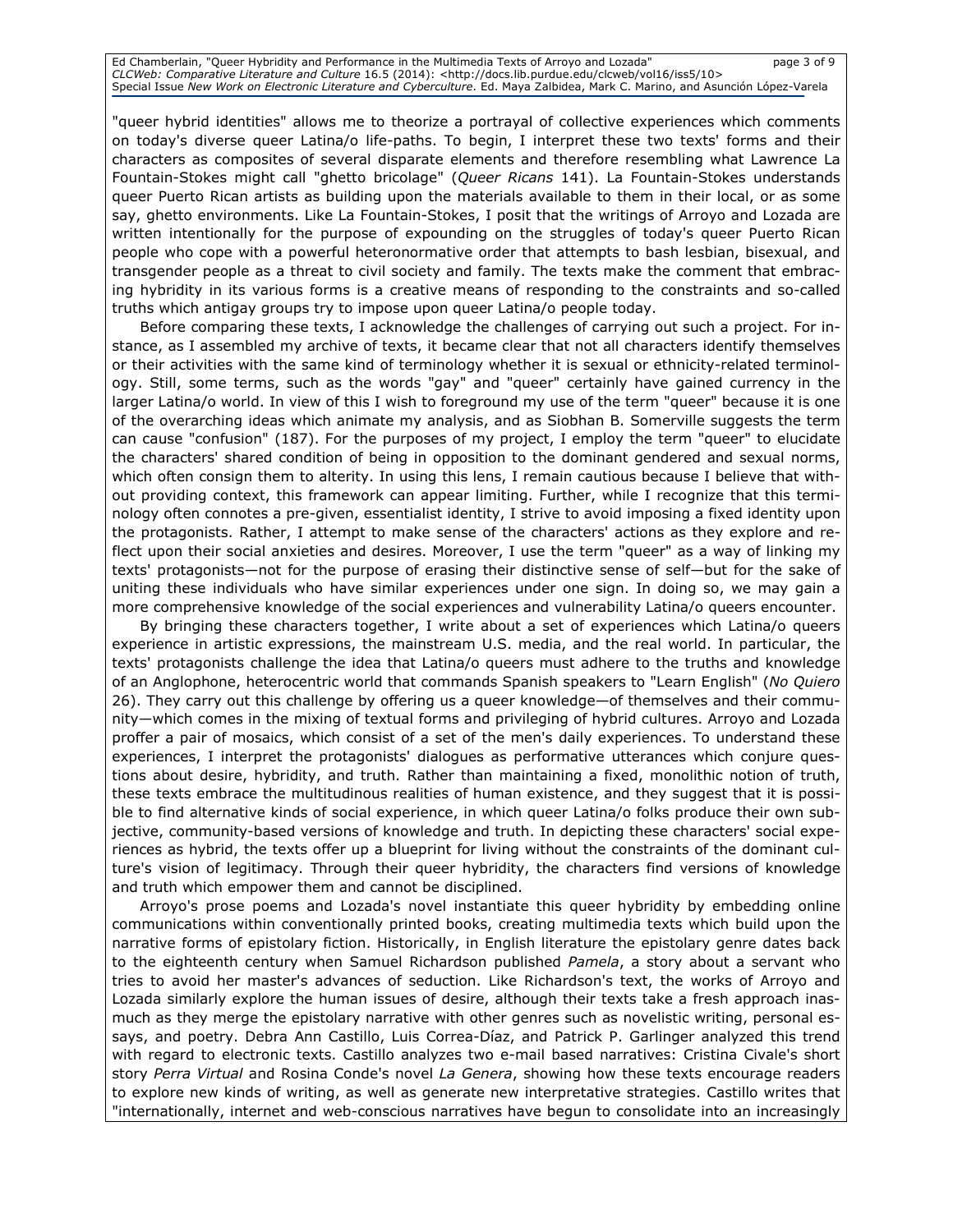"queer hybrid identities" allows me to theorize a portrayal of collective experiences which comments on today's diverse queer Latina/o life-paths. To begin, I interpret these two texts' forms and their characters as composites of several disparate elements and therefore resembling what Lawrence La Fountain-Stokes might call "ghetto bricolage" (*Queer Ricans* 141). La Fountain-Stokes understands queer Puerto Rican artists as building upon the materials available to them in their local, or as some say, ghetto environments. Like La Fountain-Stokes, I posit that the writings of Arroyo and Lozada are written intentionally for the purpose of expounding on the struggles of today's queer Puerto Rican people who cope with a powerful heteronormative order that attempts to bash lesbian, bisexual, and transgender people as a threat to civil society and family. The texts make the comment that embracing hybridity in its various forms is a creative means of responding to the constraints and so-called truths which antigay groups try to impose upon queer Latina/o people today.

Before comparing these texts, I acknowledge the challenges of carrying out such a project. For instance, as I assembled my archive of texts, it became clear that not all characters identify themselves or their activities with the same kind of terminology whether it is sexual or ethnicity-related terminology. Still, some terms, such as the words "gay" and "queer" certainly have gained currency in the larger Latina/o world. In view of this I wish to foreground my use of the term "queer" because it is one of the overarching ideas which animate my analysis, and as Siobhan B. Somerville suggests the term can cause "confusion" (187). For the purposes of my project, I employ the term "queer" to elucidate the characters' shared condition of being in opposition to the dominant gendered and sexual norms, which often consign them to alterity. In using this lens, I remain cautious because I believe that without providing context, this framework can appear limiting. Further, while I recognize that this terminology often connotes a pre-given, essentialist identity, I strive to avoid imposing a fixed identity upon the protagonists. Rather, I attempt to make sense of the characters' actions as they explore and reflect upon their social anxieties and desires. Moreover, I use the term "queer" as a way of linking my texts' protagonists—not for the purpose of erasing their distinctive sense of self—but for the sake of uniting these individuals who have similar experiences under one sign. In doing so, we may gain a more comprehensive knowledge of the social experiences and vulnerability Latina/o queers encounter.

By bringing these characters together, I write about a set of experiences which Latina/o queers experience in artistic expressions, the mainstream U.S. media, and the real world. In particular, the texts' protagonists challenge the idea that Latina/o queers must adhere to the truths and knowledge of an Anglophone, heterocentric world that commands Spanish speakers to "Learn English" (*No Quiero* 26). They carry out this challenge by offering us a queer knowledge—of themselves and their community—which comes in the mixing of textual forms and privileging of hybrid cultures. Arroyo and Lozada proffer a pair of mosaics, which consist of a set of the men's daily experiences. To understand these experiences, I interpret the protagonists' dialogues as performative utterances which conjure questions about desire, hybridity, and truth. Rather than maintaining a fixed, monolithic notion of truth, these texts embrace the multitudinous realities of human existence, and they suggest that it is possible to find alternative kinds of social experience, in which queer Latina/o folks produce their own subjective, community-based versions of knowledge and truth. In depicting these characters' social experiences as hybrid, the texts offer up a blueprint for living without the constraints of the dominant culture's vision of legitimacy. Through their queer hybridity, the characters find versions of knowledge and truth which empower them and cannot be disciplined.

Arroyo's prose poems and Lozada's novel instantiate this queer hybridity by embedding online communications within conventionally printed books, creating multimedia texts which build upon the narrative forms of epistolary fiction. Historically, in English literature the epistolary genre dates back to the eighteenth century when Samuel Richardson published *Pamela*, a story about a servant who tries to avoid her master's advances of seduction. Like Richardson's text, the works of Arroyo and Lozada similarly explore the human issues of desire, although their texts take a fresh approach inasmuch as they merge the epistolary narrative with other genres such as novelistic writing, personal essays, and poetry. Debra Ann Castillo, Luis Correa-Díaz, and Patrick P. Garlinger analyzed this trend with regard to electronic texts. Castillo analyzes two e-mail based narratives: Cristina Civale's short story *Perra Virtual* and Rosina Conde's novel *La Genera*, showing how these texts encourage readers to explore new kinds of writing, as well as generate new interpretative strategies. Castillo writes that "internationally, internet and web-conscious narratives have begun to consolidate into an increasingly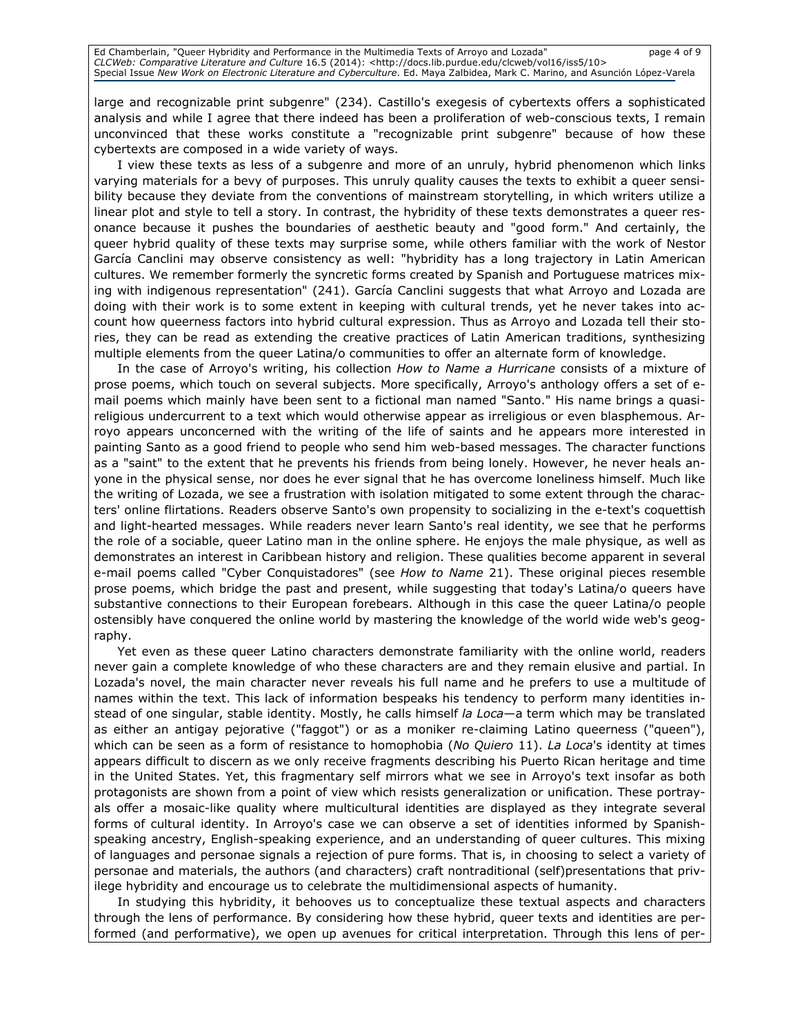large and recognizable print subgenre" (234). Castillo's exegesis of cybertexts offers a sophisticated analysis and while I agree that there indeed has been a proliferation of web-conscious texts, I remain unconvinced that these works constitute a "recognizable print subgenre" because of how these cybertexts are composed in a wide variety of ways.

I view these texts as less of a subgenre and more of an unruly, hybrid phenomenon which links varying materials for a bevy of purposes. This unruly quality causes the texts to exhibit a queer sensibility because they deviate from the conventions of mainstream storytelling, in which writers utilize a linear plot and style to tell a story. In contrast, the hybridity of these texts demonstrates a queer resonance because it pushes the boundaries of aesthetic beauty and "good form." And certainly, the queer hybrid quality of these texts may surprise some, while others familiar with the work of Nestor García Canclini may observe consistency as well: "hybridity has a long trajectory in Latin American cultures. We remember formerly the syncretic forms created by Spanish and Portuguese matrices mixing with indigenous representation" (241). García Canclini suggests that what Arroyo and Lozada are doing with their work is to some extent in keeping with cultural trends, yet he never takes into account how queerness factors into hybrid cultural expression. Thus as Arroyo and Lozada tell their stories, they can be read as extending the creative practices of Latin American traditions, synthesizing multiple elements from the queer Latina/o communities to offer an alternate form of knowledge.

In the case of Arroyo's writing, his collection *How to Name a Hurricane* consists of a mixture of prose poems, which touch on several subjects. More specifically, Arroyo's anthology offers a set of e-mail poems which mainly have been sent to a fictional man named "Santo." His name brings a quasi-religious undercurrent to a text which would otherwise appear as irreligious or even blasphemous. Arroyo appears unconcerned with the writing of the life of saints and he appears more interested in painting Santo as a good friend to people who send him web-based messages. The character functions as a "saint" to the extent that he prevents his friends from being lonely. However, he never heals anyone in the physical sense, nor does he ever signal that he has overcome loneliness himself. Much like the writing of Lozada, we see a frustration with isolation mitigated to some extent through the characters' online flirtations. Readers observe Santo's own propensity to socializing in the e-text's coquettish and light-hearted messages. While readers never learn Santo's real identity, we see that he performs the role of a sociable, queer Latino man in the online sphere. He enjoys the male physique, as well as demonstrates an interest in Caribbean history and religion. These qualities become apparent in several e-mail poems called "Cyber Conquistadores" (see *How to Name* 21). These original pieces resemble prose poems, which bridge the past and present, while suggesting that today's Latina/o queers have substantive connections to their European forebears. Although in this case the queer Latina/o people ostensibly have conquered the online world by mastering the knowledge of the world wide web's geography.

Yet even as these queer Latino characters demonstrate familiarity with the online world, readers never gain a complete knowledge of who these characters are and they remain elusive and partial. In Lozada's novel, the main character never reveals his full name and he prefers to use a multitude of names within the text. This lack of information bespeaks his tendency to perform many identities instead of one singular, stable identity. Mostly, he calls himself *la Loca*—a term which may be translated as either an antigay pejorative ("faggot") or as a moniker re-claiming Latino queerness ("queen"), which can be seen as a form of resistance to homophobia (*No Quiero* 11). *La Loca*'s identity at times appears difficult to discern as we only receive fragments describing his Puerto Rican heritage and time in the United States. Yet, this fragmentary self mirrors what we see in Arroyo's text insofar as both protagonists are shown from a point of view which resists generalization or unification. These portrayals offer a mosaic-like quality where multicultural identities are displayed as they integrate several forms of cultural identity. In Arroyo's case we can observe a set of identities informed by Spanish-speaking ancestry, English-speaking experience, and an understanding of queer cultures. This mixing of languages and personae signals a rejection of pure forms. That is, in choosing to select a variety of personae and materials, the authors (and characters) craft nontraditional (self)presentations that privilege hybridity and encourage us to celebrate the multidimensional aspects of humanity.

In studying this hybridity, it behooves us to conceptualize these textual aspects and characters through the lens of performance. By considering how these hybrid, queer texts and identities are performed (and performative), we open up avenues for critical interpretation. Through this lens of per-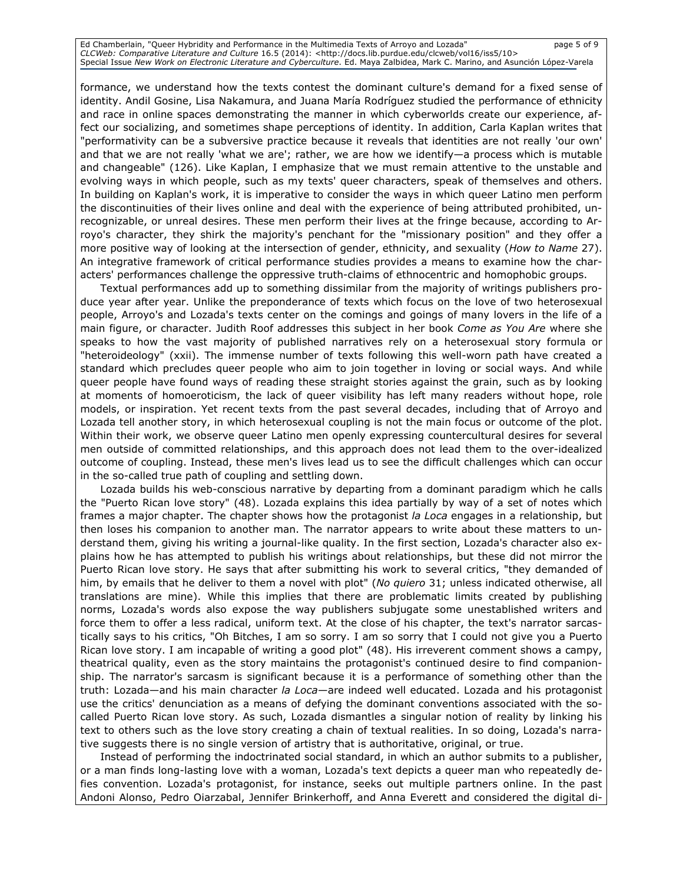formance, we understand how the texts contest the dominant culture's demand for a fixed sense of identity. Andil Gosine, Lisa Nakamura, and Juana María Rodríguez studied the performance of ethnicity and race in online spaces demonstrating the manner in which cyberworlds create our experience, affect our socializing, and sometimes shape perceptions of identity. In addition, Carla Kaplan writes that "performativity can be a subversive practice because it reveals that identities are not really 'our own' and that we are not really 'what we are'; rather, we are how we identify—a process which is mutable and changeable" (126). Like Kaplan, I emphasize that we must remain attentive to the unstable and evolving ways in which people, such as my texts' queer characters, speak of themselves and others. In building on Kaplan's work, it is imperative to consider the ways in which queer Latino men perform the discontinuities of their lives online and deal with the experience of being attributed prohibited, unrecognizable, or unreal desires. These men perform their lives at the fringe because, according to Arroyo's character, they shirk the majority's penchant for the "missionary position" and they offer a more positive way of looking at the intersection of gender, ethnicity, and sexuality (*How to Name* 27). An integrative framework of critical performance studies provides a means to examine how the characters' performances challenge the oppressive truth-claims of ethnocentric and homophobic groups.

Textual performances add up to something dissimilar from the majority of writings publishers produce year after year. Unlike the preponderance of texts which focus on the love of two heterosexual people, Arroyo's and Lozada's texts center on the comings and goings of many lovers in the life of a main figure, or character. Judith Roof addresses this subject in her book *Come as You Are* where she speaks to how the vast majority of published narratives rely on a heterosexual story formula or "heteroideology" (xxii). The immense number of texts following this well-worn path have created a standard which precludes queer people who aim to join together in loving or social ways. And while queer people have found ways of reading these straight stories against the grain, such as by looking at moments of homoeroticism, the lack of queer visibility has left many readers without hope, role models, or inspiration. Yet recent texts from the past several decades, including that of Arroyo and Lozada tell another story, in which heterosexual coupling is not the main focus or outcome of the plot. Within their work, we observe queer Latino men openly expressing countercultural desires for several men outside of committed relationships, and this approach does not lead them to the over-idealized outcome of coupling. Instead, these men's lives lead us to see the difficult challenges which can occur in the so-called true path of coupling and settling down.

Lozada builds his web-conscious narrative by departing from a dominant paradigm which he calls the "Puerto Rican love story" (48). Lozada explains this idea partially by way of a set of notes which frames a major chapter. The chapter shows how the protagonist *la Loca* engages in a relationship, but then loses his companion to another man. The narrator appears to write about these matters to understand them, giving his writing a journal-like quality. In the first section, Lozada's character also explains how he has attempted to publish his writings about relationships, but these did not mirror the Puerto Rican love story. He says that after submitting his work to several critics, "they demanded of him, by emails that he deliver to them a novel with plot" (*No quiero* 31; unless indicated otherwise, all translations are mine). While this implies that there are problematic limits created by publishing norms, Lozada's words also expose the way publishers subjugate some unestablished writers and force them to offer a less radical, uniform text. At the close of his chapter, the text's narrator sarcastically says to his critics, "Oh Bitches, I am so sorry. I am so sorry that I could not give you a Puerto Rican love story. I am incapable of writing a good plot" (48). His irreverent comment shows a campy, theatrical quality, even as the story maintains the protagonist's continued desire to find companionship. The narrator's sarcasm is significant because it is a performance of something other than the truth: Lozada—and his main character *la Loca*—are indeed well educated. Lozada and his protagonist use the critics' denunciation as a means of defying the dominant conventions associated with the so-called Puerto Rican love story. As such, Lozada dismantles a singular notion of reality by linking his text to others such as the love story creating a chain of textual realities. In so doing, Lozada's narrative suggests there is no single version of artistry that is authoritative, original, or true.

Instead of performing the indoctrinated social standard, in which an author submits to a publisher, or a man finds long-lasting love with a woman, Lozada's text depicts a queer man who repeatedly defies convention. Lozada's protagonist, for instance, seeks out multiple partners online. In the past Andoni Alonso, Pedro Oiarzabal, Jennifer Brinkerhoff, and Anna Everett and considered the digital di-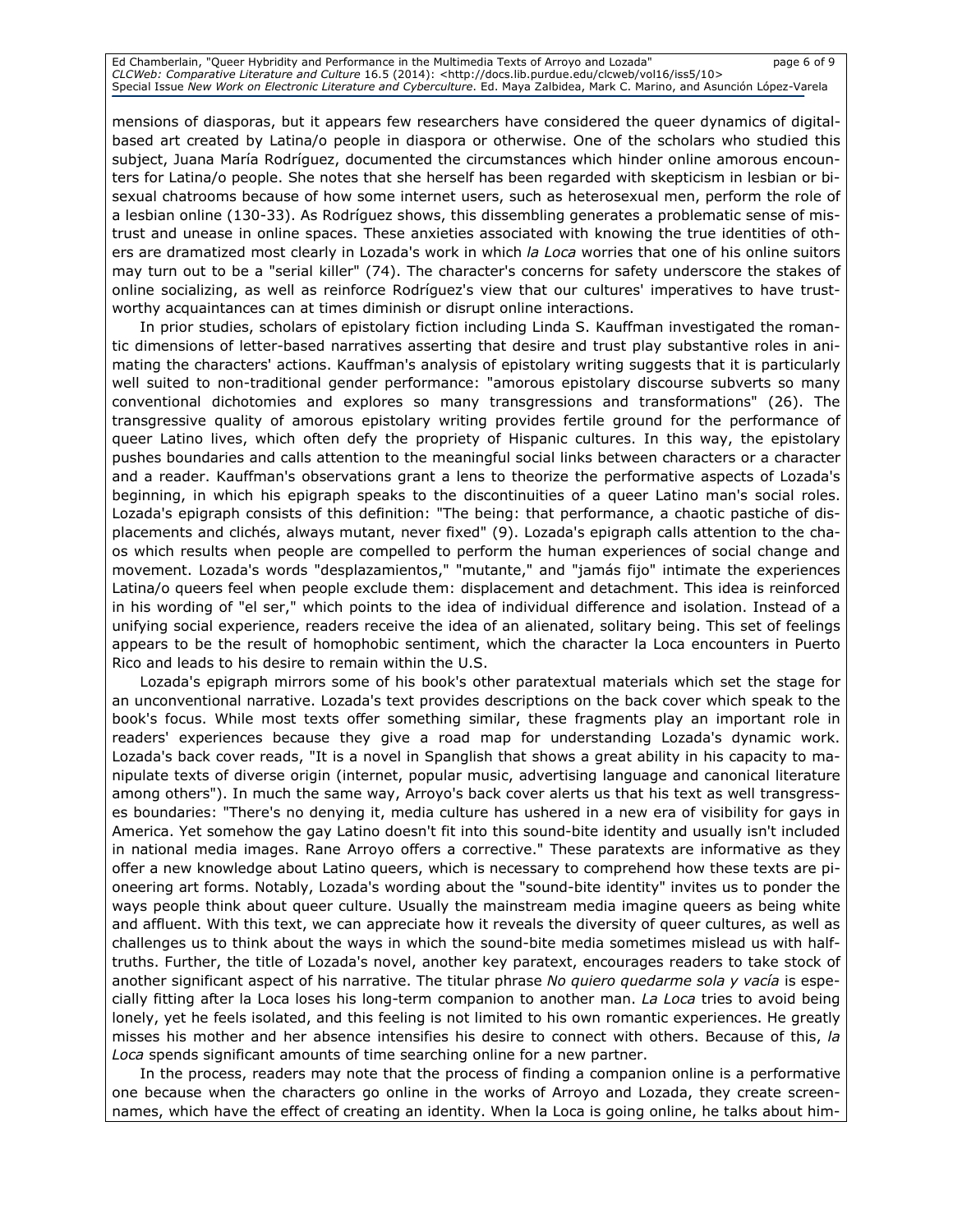mensions of diasporas, but it appears few researchers have considered the queer dynamics of digital-based art created by Latina/o people in diaspora or otherwise. One of the scholars who studied this subject, Juana María Rodríguez, documented the circumstances which hinder online amorous encounters for Latina/o people. She notes that she herself has been regarded with skepticism in lesbian or bisexual chatrooms because of how some internet users, such as heterosexual men, perform the role of a lesbian online (130-33). As Rodríguez shows, this dissembling generates a problematic sense of mistrust and unease in online spaces. These anxieties associated with knowing the true identities of others are dramatized most clearly in Lozada's work in which *la Loca* worries that one of his online suitors may turn out to be a "serial killer" (74). The character's concerns for safety underscore the stakes of online socializing, as well as reinforce Rodríguez's view that our cultures' imperatives to have trustworthy acquaintances can at times diminish or disrupt online interactions.

In prior studies, scholars of epistolary fiction including Linda S. Kauffman investigated the romantic dimensions of letter-based narratives asserting that desire and trust play substantive roles in animating the characters' actions. Kauffman's analysis of epistolary writing suggests that it is particularly well suited to non-traditional gender performance: "amorous epistolary discourse subverts so many conventional dichotomies and explores so many transgressions and transformations" (26). The transgressive quality of amorous epistolary writing provides fertile ground for the performance of queer Latino lives, which often defy the propriety of Hispanic cultures. In this way, the epistolary pushes boundaries and calls attention to the meaningful social links between characters or a character and a reader. Kauffman's observations grant a lens to theorize the performative aspects of Lozada's beginning, in which his epigraph speaks to the discontinuities of a queer Latino man's social roles. Lozada's epigraph consists of this definition: "The being: that performance, a chaotic pastiche of displacements and clichés, always mutant, never fixed" (9). Lozada's epigraph calls attention to the chaos which results when people are compelled to perform the human experiences of social change and movement. Lozada's words "desplazamientos," "mutante," and "jamás fijo" intimate the experiences Latina/o queers feel when people exclude them: displacement and detachment. This idea is reinforced in his wording of "el ser," which points to the idea of individual difference and isolation. Instead of a unifying social experience, readers receive the idea of an alienated, solitary being. This set of feelings appears to be the result of homophobic sentiment, which the character la Loca encounters in Puerto Rico and leads to his desire to remain within the U.S.

Lozada's epigraph mirrors some of his book's other paratextual materials which set the stage for an unconventional narrative. Lozada's text provides descriptions on the back cover which speak to the book's focus. While most texts offer something similar, these fragments play an important role in readers' experiences because they give a road map for understanding Lozada's dynamic work. Lozada's back cover reads, "It is a novel in Spanglish that shows a great ability in his capacity to manipulate texts of diverse origin (internet, popular music, advertising language and canonical literature among others"). In much the same way, Arroyo's back cover alerts us that his text as well transgresses boundaries: "There's no denying it, media culture has ushered in a new era of visibility for gays in America. Yet somehow the gay Latino doesn't fit into this sound-bite identity and usually isn't included in national media images. Rane Arroyo offers a corrective." These paratexts are informative as they offer a new knowledge about Latino queers, which is necessary to comprehend how these texts are pioneering art forms. Notably, Lozada's wording about the "sound-bite identity" invites us to ponder the ways people think about queer culture. Usually the mainstream media imagine queers as being white and affluent. With this text, we can appreciate how it reveals the diversity of queer cultures, as well as challenges us to think about the ways in which the sound-bite media sometimes mislead us with half-truths. Further, the title of Lozada's novel, another key paratext, encourages readers to take stock of another significant aspect of his narrative. The titular phrase *No quiero quedarme sola y vacía* is especially fitting after la Loca loses his long-term companion to another man. *La Loca* tries to avoid being lonely, yet he feels isolated, and this feeling is not limited to his own romantic experiences. He greatly misses his mother and her absence intensifies his desire to connect with others. Because of this, *la Loca* spends significant amounts of time searching online for a new partner.

In the process, readers may note that the process of finding a companion online is a performative one because when the characters go online in the works of Arroyo and Lozada, they create screennames, which have the effect of creating an identity. When la Loca is going online, he talks about him-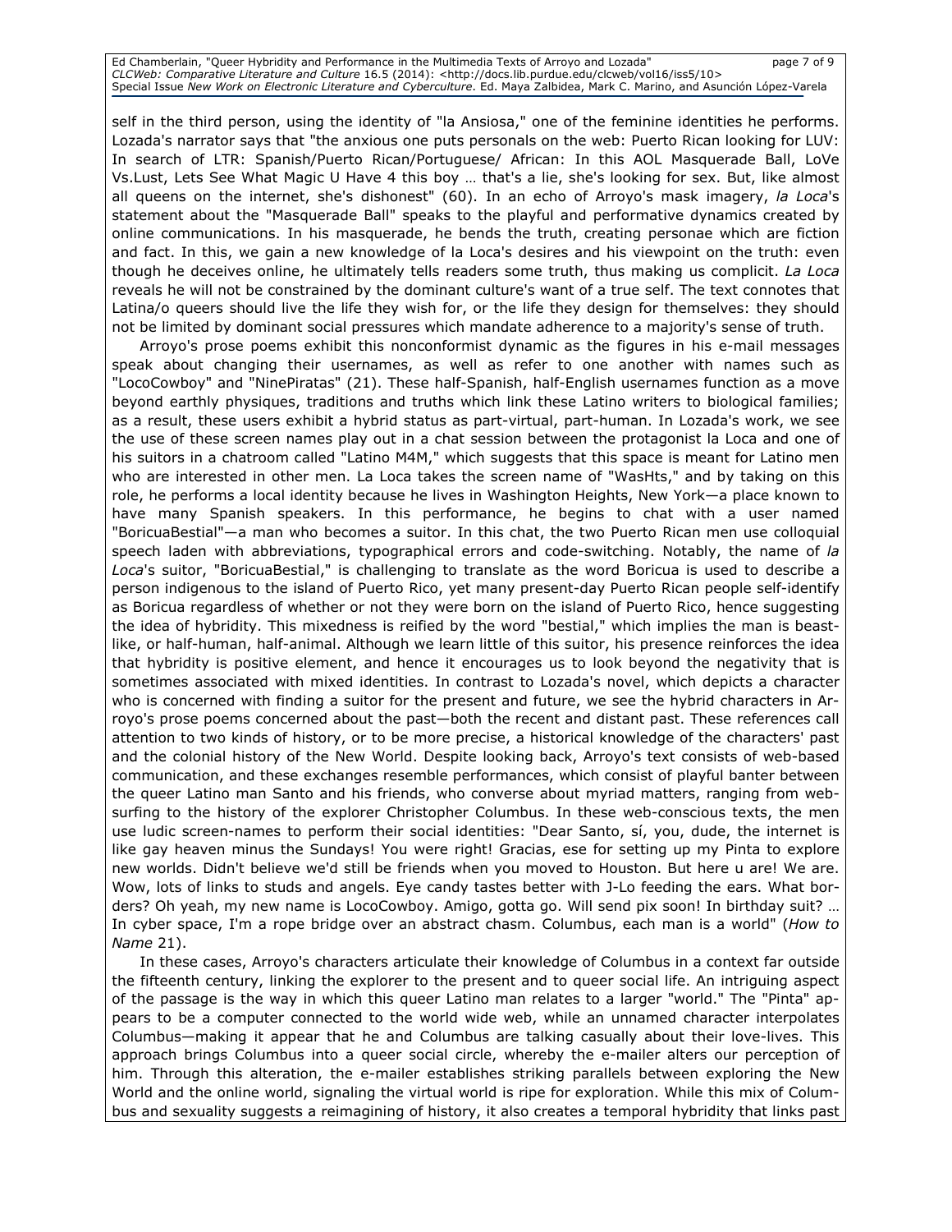self in the third person, using the identity of "la Ansiosa," one of the feminine identities he performs. Lozada's narrator says that "the anxious one puts personals on the web: Puerto Rican looking for LUV: In search of LTR: Spanish/Puerto Rican/Portuguese/ African: In this AOL Masquerade Ball, LoVe Vs.Lust, Lets See What Magic U Have 4 this boy … that's a lie, she's looking for sex. But, like almost all queens on the internet, she's dishonest" (60). In an echo of Arroyo's mask imagery, *la Loca*'s statement about the "Masquerade Ball" speaks to the playful and performative dynamics created by online communications. In his masquerade, he bends the truth, creating personae which are fiction and fact. In this, we gain a new knowledge of la Loca's desires and his viewpoint on the truth: even though he deceives online, he ultimately tells readers some truth, thus making us complicit. *La Loca* reveals he will not be constrained by the dominant culture's want of a true self. The text connotes that Latina/o queers should live the life they wish for, or the life they design for themselves: they should not be limited by dominant social pressures which mandate adherence to a majority's sense of truth.

Arroyo's prose poems exhibit this nonconformist dynamic as the figures in his e-mail messages speak about changing their usernames, as well as refer to one another with names such as "LocoCowboy" and "NinePiratas" (21). These half-Spanish, half-English usernames function as a move beyond earthly physiques, traditions and truths which link these Latino writers to biological families; as a result, these users exhibit a hybrid status as part-virtual, part-human. In Lozada's work, we see the use of these screen names play out in a chat session between the protagonist la Loca and one of his suitors in a chatroom called "Latino M4M," which suggests that this space is meant for Latino men who are interested in other men. La Loca takes the screen name of "WasHts," and by taking on this role, he performs a local identity because he lives in Washington Heights, New York—a place known to have many Spanish speakers. In this performance, he begins to chat with a user named "BoricuaBestial"—a man who becomes a suitor. In this chat, the two Puerto Rican men use colloquial speech laden with abbreviations, typographical errors and code-switching. Notably, the name of *la Loca*'s suitor, "BoricuaBestial," is challenging to translate as the word Boricua is used to describe a person indigenous to the island of Puerto Rico, yet many present-day Puerto Rican people self-identify as Boricua regardless of whether or not they were born on the island of Puerto Rico, hence suggesting the idea of hybridity. This mixedness is reified by the word "bestial," which implies the man is beast-like, or half-human, half-animal. Although we learn little of this suitor, his presence reinforces the idea that hybridity is positive element, and hence it encourages us to look beyond the negativity that is sometimes associated with mixed identities. In contrast to Lozada's novel, which depicts a character who is concerned with finding a suitor for the present and future, we see the hybrid characters in Arroyo's prose poems concerned about the past—both the recent and distant past. These references call attention to two kinds of history, or to be more precise, a historical knowledge of the characters' past and the colonial history of the New World. Despite looking back, Arroyo's text consists of web-based communication, and these exchanges resemble performances, which consist of playful banter between the queer Latino man Santo and his friends, who converse about myriad matters, ranging from web-surfing to the history of the explorer Christopher Columbus. In these web-conscious texts, the men use ludic screen-names to perform their social identities: "Dear Santo, sí, you, dude, the internet is like gay heaven minus the Sundays! You were right! Gracias, ese for setting up my Pinta to explore new worlds. Didn't believe we'd still be friends when you moved to Houston. But here u are! We are. Wow, lots of links to studs and angels. Eye candy tastes better with J-Lo feeding the ears. What borders? Oh yeah, my new name is LocoCowboy. Amigo, gotta go. Will send pix soon! In birthday suit? … In cyber space, I'm a rope bridge over an abstract chasm. Columbus, each man is a world" (*How to Name* 21).

In these cases, Arroyo's characters articulate their knowledge of Columbus in a context far outside the fifteenth century, linking the explorer to the present and to queer social life. An intriguing aspect of the passage is the way in which this queer Latino man relates to a larger "world." The "Pinta" appears to be a computer connected to the world wide web, while an unnamed character interpolates Columbus—making it appear that he and Columbus are talking casually about their love-lives. This approach brings Columbus into a queer social circle, whereby the e-mailer alters our perception of him. Through this alteration, the e-mailer establishes striking parallels between exploring the New World and the online world, signaling the virtual world is ripe for exploration. While this mix of Columbus and sexuality suggests a reimagining of history, it also creates a temporal hybridity that links past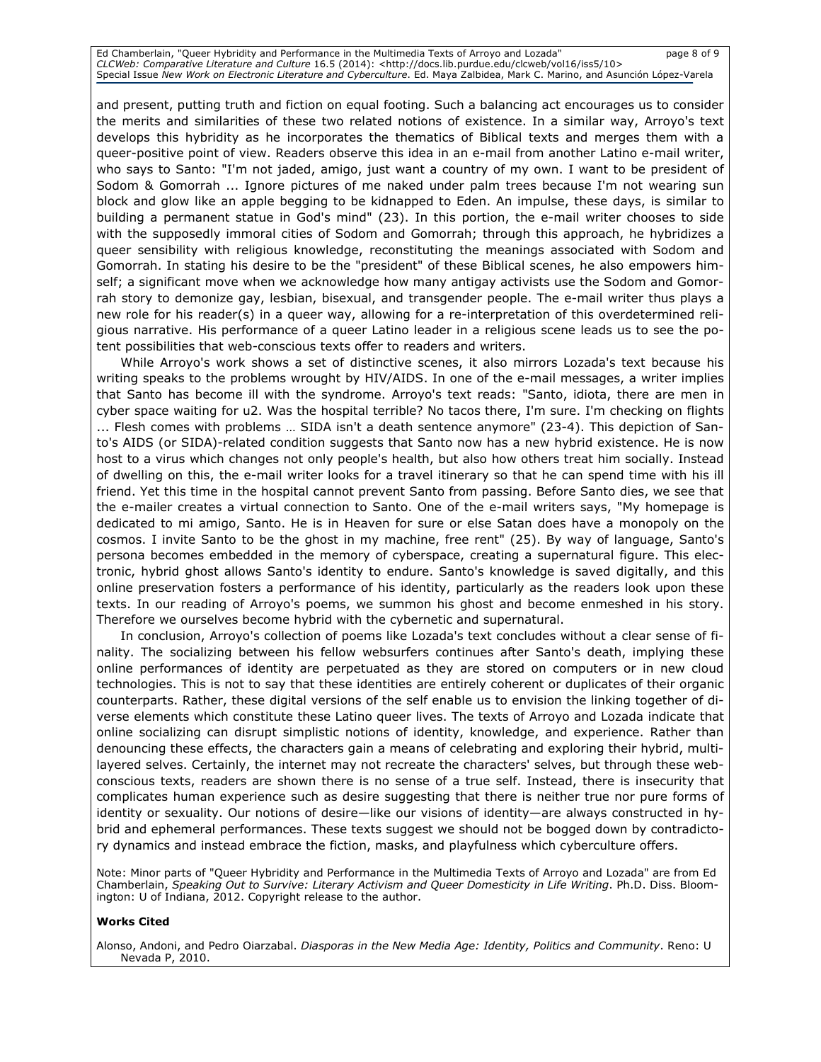and present, putting truth and fiction on equal footing. Such a balancing act encourages us to consider the merits and similarities of these two related notions of existence. In a similar way, Arroyo's text develops this hybridity as he incorporates the thematics of Biblical texts and merges them with a queer-positive point of view. Readers observe this idea in an e-mail from another Latino e-mail writer, who says to Santo: "I'm not jaded, amigo, just want a country of my own. I want to be president of Sodom & Gomorrah ... Ignore pictures of me naked under palm trees because I'm not wearing sun block and glow like an apple begging to be kidnapped to Eden. An impulse, these days, is similar to building a permanent statue in God's mind" (23). In this portion, the e-mail writer chooses to side with the supposedly immoral cities of Sodom and Gomorrah; through this approach, he hybridizes a queer sensibility with religious knowledge, reconstituting the meanings associated with Sodom and Gomorrah. In stating his desire to be the "president" of these Biblical scenes, he also empowers himself; a significant move when we acknowledge how many antigay activists use the Sodom and Gomorrah story to demonize gay, lesbian, bisexual, and transgender people. The e-mail writer thus plays a new role for his reader(s) in a queer way, allowing for a re-interpretation of this overdetermined religious narrative. His performance of a queer Latino leader in a religious scene leads us to see the potent possibilities that web-conscious texts offer to readers and writers.

While Arroyo's work shows a set of distinctive scenes, it also mirrors Lozada's text because his writing speaks to the problems wrought by HIV/AIDS. In one of the e-mail messages, a writer implies that Santo has become ill with the syndrome. Arroyo's text reads: "Santo, idiota, there are men in cyber space waiting for u2. Was the hospital terrible? No tacos there, I'm sure. I'm checking on flights ... Flesh comes with problems … SIDA isn't a death sentence anymore" (23-4). This depiction of Santo's AIDS (or SIDA)-related condition suggests that Santo now has a new hybrid existence. He is now host to a virus which changes not only people's health, but also how others treat him socially. Instead of dwelling on this, the e-mail writer looks for a travel itinerary so that he can spend time with his ill friend. Yet this time in the hospital cannot prevent Santo from passing. Before Santo dies, we see that the e-mailer creates a virtual connection to Santo. One of the e-mail writers says, "My homepage is dedicated to mi amigo, Santo. He is in Heaven for sure or else Satan does have a monopoly on the cosmos. I invite Santo to be the ghost in my machine, free rent" (25). By way of language, Santo's persona becomes embedded in the memory of cyberspace, creating a supernatural figure. This electronic, hybrid ghost allows Santo's identity to endure. Santo's knowledge is saved digitally, and this online preservation fosters a performance of his identity, particularly as the readers look upon these texts. In our reading of Arroyo's poems, we summon his ghost and become enmeshed in his story. Therefore we ourselves become hybrid with the cybernetic and supernatural.

In conclusion, Arroyo's collection of poems like Lozada's text concludes without a clear sense of finality. The socializing between his fellow websurfers continues after Santo's death, implying these online performances of identity are perpetuated as they are stored on computers or in new cloud technologies. This is not to say that these identities are entirely coherent or duplicates of their organic counterparts. Rather, these digital versions of the self enable us to envision the linking together of diverse elements which constitute these Latino queer lives. The texts of Arroyo and Lozada indicate that online socializing can disrupt simplistic notions of identity, knowledge, and experience. Rather than denouncing these effects, the characters gain a means of celebrating and exploring their hybrid, multilayered selves. Certainly, the internet may not recreate the characters' selves, but through these web-conscious texts, readers are shown there is no sense of a true self. Instead, there is insecurity that complicates human experience such as desire suggesting that there is neither true nor pure forms of identity or sexuality. Our notions of desire—like our visions of identity—are always constructed in hybrid and ephemeral performances. These texts suggest we should not be bogged down by contradictory dynamics and instead embrace the fiction, masks, and playfulness which cyberculture offers.

Note: Minor parts of "Queer Hybridity and Performance in the Multimedia Texts of Arroyo and Lozada" are from Ed Chamberlain, *Speaking Out to Survive: Literary Activism and Queer Domesticity in Life Writing*. Ph.D. Diss. Bloomington: U of Indiana, 2012. Copyright release to the author.

**Works Cited**

Alonso, Andoni, and Pedro Oiarzabal. *Diasporas in the New Media Age: Identity, Politics and Community*. Reno: U Nevada P, 2010.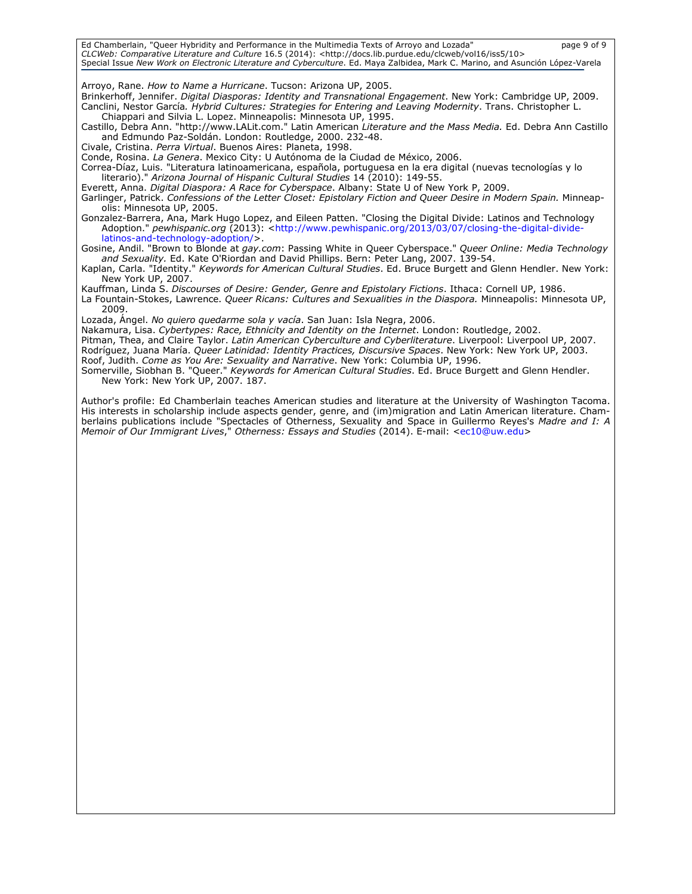Arroyo, Rane. *How to Name a Hurricane*. Tucson: Arizona UP, 2005.

Brinkerhoff, Jennifer. *Digital Diasporas: Identity and Transnational Engagement*. New York: Cambridge UP, 2009.

Canclini, Nestor García. *Hybrid Cultures: Strategies for Entering and Leaving Modernity*. Trans. Christopher L. Chiappari and Silvia L. Lopez. Minneapolis: Minnesota UP, 1995.

Castillo, Debra Ann. "http://www.LALit.com." Latin American *Literature and the Mass Media.* Ed. Debra Ann Castillo and Edmundo Paz-Soldán. London: Routledge, 2000. 232-48.

Civale, Cristina. *Perra Virtual*. Buenos Aires: Planeta, 1998.

Conde, Rosina. *La Genera*. Mexico City: U Autónoma de la Ciudad de México, 2006.

Correa-Díaz, Luis. "Literatura latinoamericana, española, portuguesa en la era digital (nuevas tecnologías y lo literario)." *Arizona Journal of Hispanic Cultural Studies* 14 (2010): 149-55.

Everett, Anna. *Digital Diaspora: A Race for Cyberspace*. Albany: State U of New York P, 2009.

Garlinger, Patrick. *Confessions of the Letter Closet: Epistolary Fiction and Queer Desire in Modern Spain.* Minneapolis: Minnesota UP, 2005.

Gonzalez-Barrera, Ana, Mark Hugo Lopez, and Eileen Patten. "Closing the Digital Divide: Latinos and Technology Adoption." *pewhispanic.org* (2013): <http://www.pewhispanic.org/2013/03/07/closing-the-digital-divide-latinos-and-technology-adoption/>.

Gosine, Andil. "Brown to Blonde at *gay.com*: Passing White in Queer Cyberspace." *Queer Online: Media Technology and Sexuality.* Ed. Kate O'Riordan and David Phillips. Bern: Peter Lang, 2007. 139-54.

Kaplan, Carla. "Identity." *Keywords for American Cultural Studies*. Ed. Bruce Burgett and Glenn Hendler. New York: New York UP, 2007.

Kauffman, Linda S. *Discourses of Desire: Gender, Genre and Epistolary Fictions*. Ithaca: Cornell UP, 1986.

La Fountain-Stokes, Lawrence. *Queer Ricans: Cultures and Sexualities in the Diaspora.* Minneapolis: Minnesota UP, 2009.

Lozada, Ángel. *No quiero quedarme sola y vacía*. San Juan: Isla Negra, 2006.

Nakamura, Lisa. *Cybertypes: Race, Ethnicity and Identity on the Internet*. London: Routledge, 2002.

Pitman, Thea, and Claire Taylor. *Latin American Cyberculture and Cyberliterature*. Liverpool: Liverpool UP, 2007.

Rodríguez, Juana María. *Queer Latinidad: Identity Practices, Discursive Spaces*. New York: New York UP, 2003.

Roof, Judith. *Come as You Are: Sexuality and Narrative*. New York: Columbia UP, 1996.

Somerville, Siobhan B. "Queer." *Keywords for American Cultural Studies*. Ed. Bruce Burgett and Glenn Hendler. New York: New York UP, 2007. 187.

Author's profile: Ed Chamberlain teaches American studies and literature at the University of Washington Tacoma. His interests in scholarship include aspects gender, genre, and (im)migration and Latin American literature. Chamberlains publications include "Spectacles of Otherness, Sexuality and Space in Guillermo Reyes's *Madre and I: A Memoir of Our Immigrant Lives*," *Otherness: Essays and Studies* (2014). E-mail: <ec10@uw.edu>